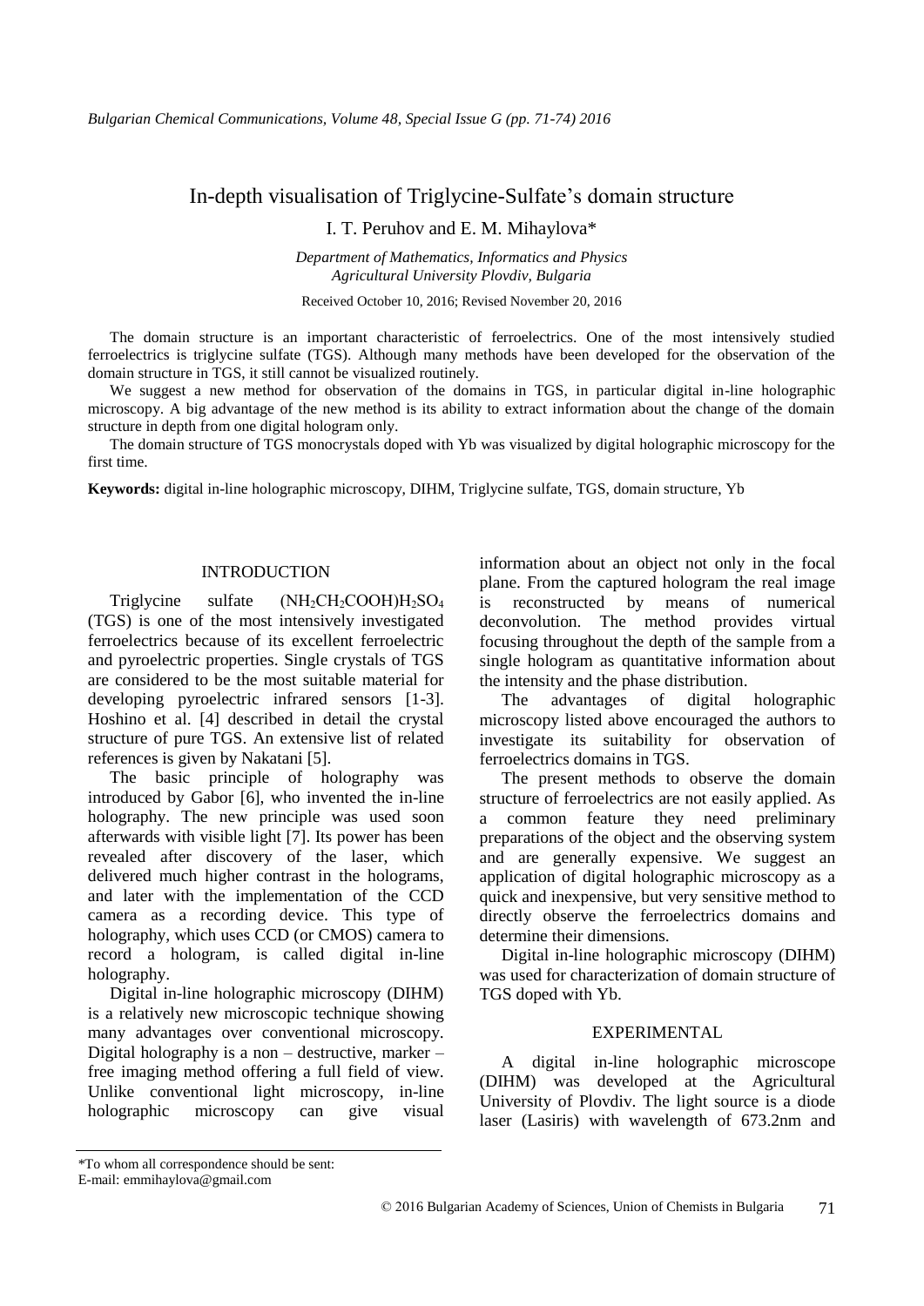# In-depth visualisation of Triglycine-Sulfate's domain structure

I. T. Peruhov and E. M. Mihaylova*

*Department of Mathematics, Informatics and Physics*
*Agricultural University Plovdiv, Bulgaria*

Received October 10, 2016; Revised November 20, 2016

The domain structure is an important characteristic of ferroelectrics. One of the most intensively studied ferroelectrics is triglycine sulfate (TGS). Although many methods have been developed for the observation of the domain structure in TGS, it still cannot be visualized routinely.

We suggest a new method for observation of the domains in TGS, in particular digital in-line holographic microscopy. A big advantage of the new method is its ability to extract information about the change of the domain structure in depth from one digital hologram only.

The domain structure of TGS monocrystals doped with Yb was visualized by digital holographic microscopy for the first time.

**Keywords:** digital in-line holographic microscopy, DIHM, Triglycine sulfate, TGS, domain structure, Yb

## INTRODUCTION

Triglycine sulfate $(NH_2CH_2COOH)H_2SO_4$ (TGS) is one of the most intensively investigated ferroelectrics because of its excellent ferroelectric and pyroelectric properties. Single crystals of TGS are considered to be the most suitable material for developing pyroelectric infrared sensors [1-3]. Hoshino et al. [4] described in detail the crystal structure of pure TGS. An extensive list of related references is given by Nakatani [5].

The basic principle of holography was introduced by Gabor [6], who invented the in-line holography. The new principle was used soon afterwards with visible light [7]. Its power has been revealed after discovery of the laser, which delivered much higher contrast in the holograms, and later with the implementation of the CCD camera as a recording device. This type of holography, which uses CCD (or CMOS) camera to record a hologram, is called digital in-line holography.

Digital in-line holographic microscopy (DIHM) is a relatively new microscopic technique showing many advantages over conventional microscopy. Digital holography is a non – destructive, marker – free imaging method offering a full field of view. Unlike conventional light microscopy, in-line holographic microscopy can give visual information about an object not only in the focal plane. From the captured hologram the real image is reconstructed by means of numerical deconvolution. The method provides virtual focusing throughout the depth of the sample from a single hologram as quantitative information about the intensity and the phase distribution.

The advantages of digital holographic microscopy listed above encouraged the authors to investigate its suitability for observation of ferroelectrics domains in TGS.

The present methods to observe the domain structure of ferroelectrics are not easily applied. As a common feature they need preliminary preparations of the object and the observing system and are generally expensive. We suggest an application of digital holographic microscopy as a quick and inexpensive, but very sensitive method to directly observe the ferroelectrics domains and determine their dimensions.

Digital in-line holographic microscopy (DIHM) was used for characterization of domain structure of TGS doped with Yb.

## EXPERIMENTAL

A digital in-line holographic microscope (DIHM) was developed at the Agricultural University of Plovdiv. The light source is a diode laser (Lasiris) with wavelength of 673.2nm and

---

*To whom all correspondence should be sent:
E-mail: emmihaylova@gmail.com

© 2016 Bulgarian Academy of Sciences, Union of Chemists in Bulgaria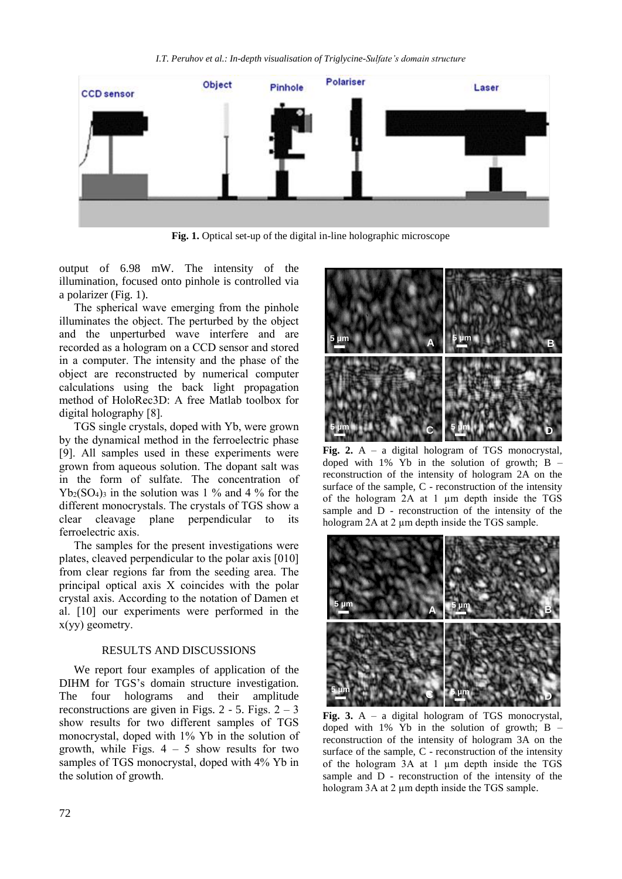**Fig. 1.** Optical set-up of the digital in-line holographic microscope

output of 6.98 mW. The intensity of the illumination, focused onto pinhole is controlled via a polarizer (Fig. 1).

The spherical wave emerging from the pinhole illuminates the object. The perturbed by the object and the unperturbed wave interfere and are recorded as a hologram on a CCD sensor and stored in a computer. The intensity and the phase of the object are reconstructed by numerical computer calculations using the back light propagation method of HoloRec3D: A free Matlab toolbox for digital holography [8].

TGS single crystals, doped with Yb, were grown by the dynamical method in the ferroelectric phase [9]. All samples used in these experiments were grown from aqueous solution. The dopant salt was in the form of sulfate. The concentration of $Yb_2(SO_4)_3$ in the solution was 1 % and 4 % for the different monocrystals. The crystals of TGS show a clear cleavage plane perpendicular to its ferroelectric axis.

The samples for the present investigations were plates, cleaved perpendicular to the polar axis [010] from clear regions far from the seeding area. The principal optical axis X coincides with the polar crystal axis. According to the notation of Damen et al. [10] our experiments were performed in the x(yy) geometry.

## RESULTS AND DISCUSSIONS

We report four examples of application of the DIHM for TGS's domain structure investigation. The four holograms and their amplitude reconstructions are given in Figs. 2 - 5. Figs. 2 – 3 show results for two different samples of TGS monocrystal, doped with 1% Yb in the solution of growth, while Figs. 4 – 5 show results for two samples of TGS monocrystal, doped with 4% Yb in the solution of growth.

**Fig. 2.** A – a digital hologram of TGS monocrystal, doped with 1% Yb in the solution of growth; B – reconstruction of the intensity of hologram 2A on the surface of the sample, C - reconstruction of the intensity of the hologram 2A at 1 μm depth inside the TGS sample and D - reconstruction of the intensity of the hologram 2A at 2 μm depth inside the TGS sample.

**Fig. 3.** A – a digital hologram of TGS monocrystal, doped with 1% Yb in the solution of growth; B – reconstruction of the intensity of hologram 3A on the surface of the sample, C - reconstruction of the intensity of the hologram 3A at 1 μm depth inside the TGS sample and D - reconstruction of the intensity of the hologram 3A at 2 μm depth inside the TGS sample.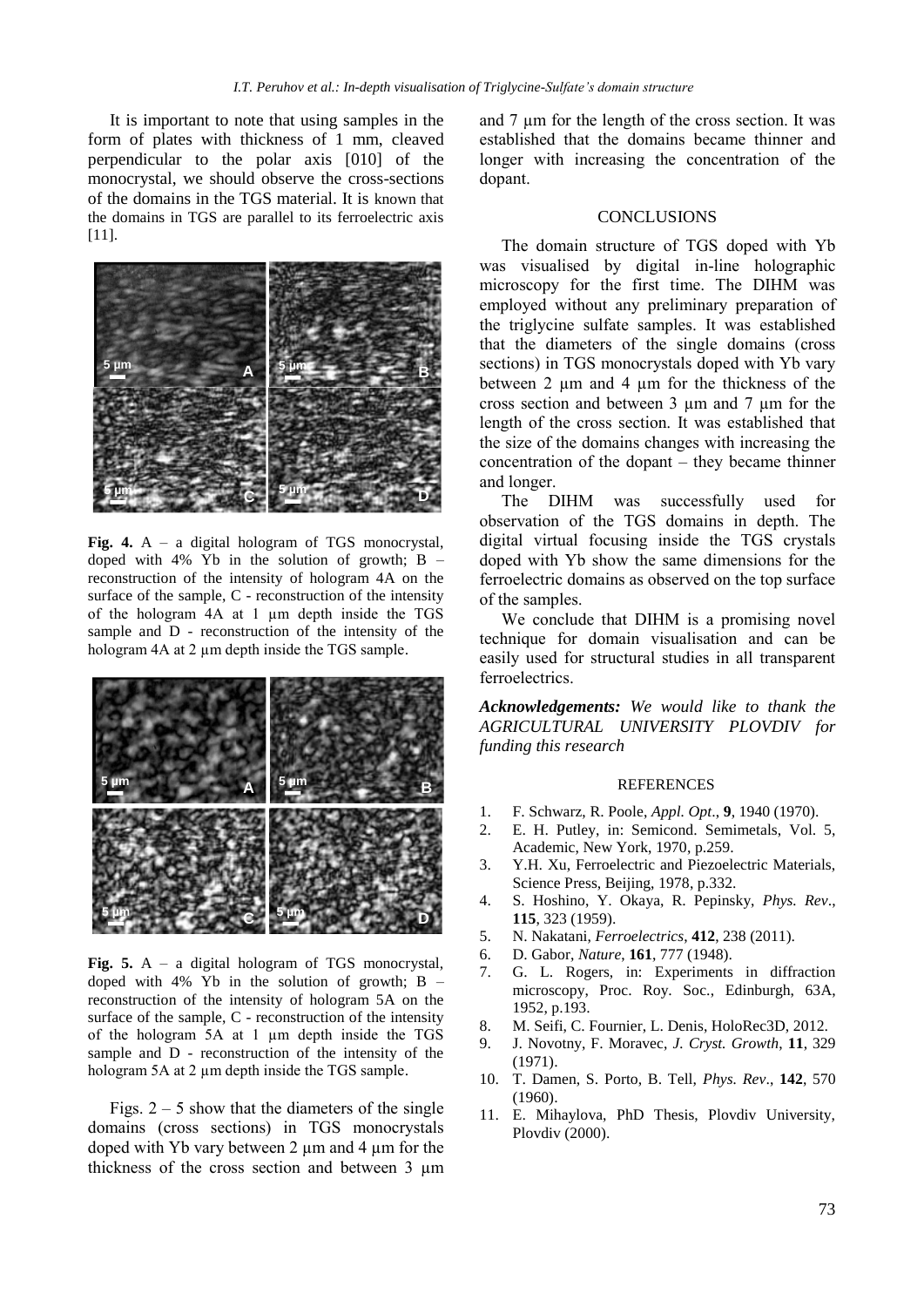It is important to note that using samples in the form of plates with thickness of 1 mm, cleaved perpendicular to the polar axis [010] of the monocrystal, we should observe the cross-sections of the domains in the TGS material. It is known that the domains in TGS are parallel to its ferroelectric axis [11].

**Fig. 4.** A – a digital hologram of TGS monocrystal, doped with 4% Yb in the solution of growth; B – reconstruction of the intensity of hologram 4A on the surface of the sample, C - reconstruction of the intensity of the hologram 4A at 1 µm depth inside the TGS sample and D - reconstruction of the intensity of the hologram 4A at 2 µm depth inside the TGS sample.

**Fig. 5.** A – a digital hologram of TGS monocrystal, doped with 4% Yb in the solution of growth; B – reconstruction of the intensity of hologram 5A on the surface of the sample, C - reconstruction of the intensity of the hologram 5A at 1 µm depth inside the TGS sample and D - reconstruction of the intensity of the hologram 5A at 2 µm depth inside the TGS sample.

Figs. 2 – 5 show that the diameters of the single domains (cross sections) in TGS monocrystals doped with Yb vary between 2 µm and 4 µm for the thickness of the cross section and between 3 µm and 7 µm for the length of the cross section. It was established that the domains became thinner and longer with increasing the concentration of the dopant.

## CONCLUSIONS

The domain structure of TGS doped with Yb was visualised by digital in-line holographic microscopy for the first time. The DIHM was employed without any preliminary preparation of the triglycine sulfate samples. It was established that the diameters of the single domains (cross sections) in TGS monocrystals doped with Yb vary between 2 µm and 4 µm for the thickness of the cross section and between 3 µm and 7 µm for the length of the cross section. It was established that the size of the domains changes with increasing the concentration of the dopant – they became thinner and longer.

The DIHM was successfully used for observation of the TGS domains in depth. The digital virtual focusing inside the TGS crystals doped with Yb show the same dimensions for the ferroelectric domains as observed on the top surface of the samples.

We conclude that DIHM is a promising novel technique for domain visualisation and can be easily used for structural studies in all transparent ferroelectrics.

***Acknowledgements:*** *We would like to thank the AGRICULTURAL UNIVERSITY PLOVDIV for funding this research*

## REFERENCES

1. F. Schwarz, R. Poole, *Appl. Opt*., **9**, 1940 (1970).
2. E. H. Putley, in: Semicond. Semimetals, Vol. 5, Academic, New York, 1970, p.259.
3. Y.H. Xu, Ferroelectric and Piezoelectric Materials, Science Press, Beijing, 1978, p.332.
4. S. Hoshino, Y. Okaya, R. Pepinsky, *Phys. Rev*., **115**, 323 (1959).
5. N. Nakatani, *Ferroelectrics*, **412**, 238 (2011).
6. D. Gabor, *Nature*, **161**, 777 (1948).
7. G. L. Rogers, in: Experiments in diffraction microscopy, Proc. Roy. Soc., Edinburgh, 63A, 1952, p.193.
8. M. Seifi, C. Fournier, L. Denis, HoloRec3D, 2012.
9. J. Novotny, F. Moravec, *J. Cryst. Growth*, **11**, 329 (1971).
10. T. Damen, S. Porto, B. Tell, *Phys. Rev*., **142**, 570 (1960).
11. E. Mihaylova, PhD Thesis, Plovdiv University, Plovdiv (2000).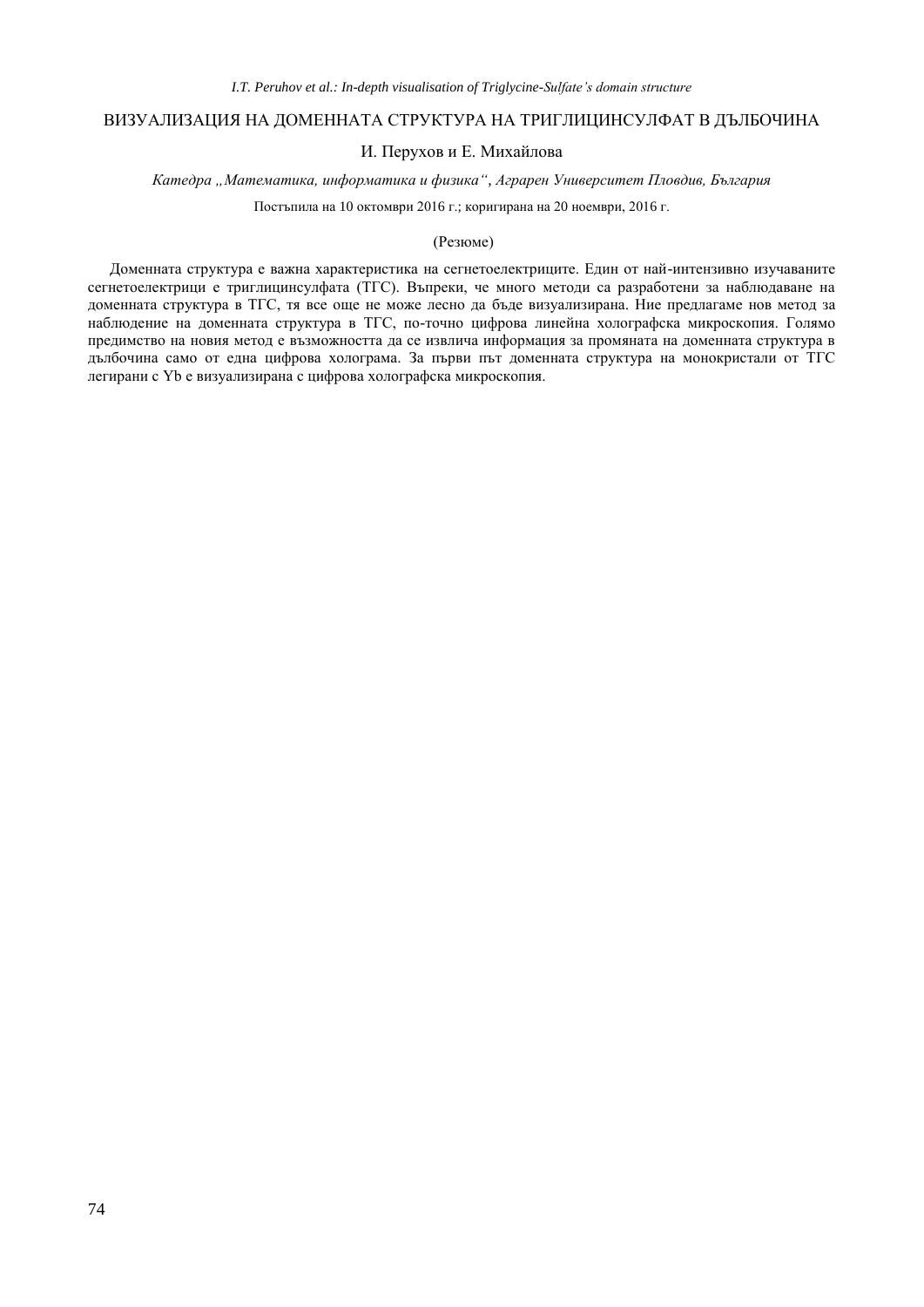# ВИЗУАЛИЗАЦИЯ НА ДОМЕННАТА СТРУКТУРА НА ТРИГЛИЦИНСУЛФАТ В ДЪЛБОЧИНА

И. Перухов и Е. Михайлова

*Катедра „Математика, информатика и физика“, Аграрен Университет Пловдив, България*

Постъпила на 10 октомври 2016 г.; коригирана на 20 ноември, 2016 г.

(Резюме)

Доменната структура е важна характеристика на сегнетоелектриците. Един от най-интензивно изучаваните сегнетоелектрици е триглицинсулфата (ТГС). Въпреки, че много методи са разработени за наблюдаване на доменната структура в ТГС, тя все още не може лесно да бъде визуализирана. Ние предлагаме нов метод за наблюдение на доменната структура в ТГС, по-точно цифрова линейна холографска микроскопия. Голямо предимство на новия метод е възможността да се извлича информация за промяната на доменната структура в дълбочина само от една цифрова холограма. За първи път доменната структура на монокристали от ТГС легирани с Yb е визуализирана с цифрова холографска микроскопия.